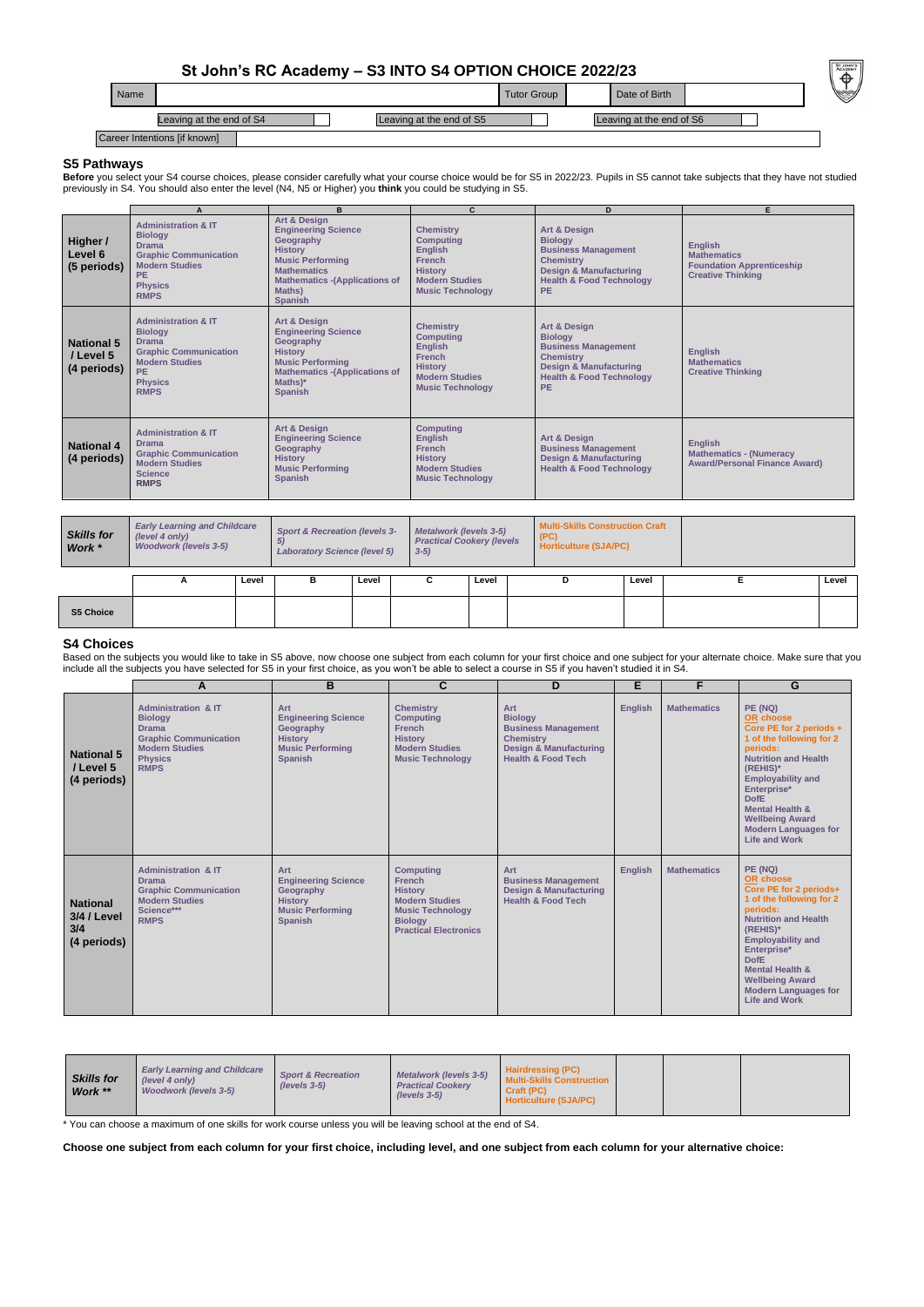# St John's RC Academy – S3 INTO S4 OPTION CHOICE 2022/23

| Name | | Tutor Group | | Date of Birth | |
|---|---|---|---|---|---|

| Leaving at the end of S4 | | Leaving at the end of S5 | | Leaving at the end of S6 | |
|---|---|---|---|---|---|

| Career Intentions [if known] | |
|---|---|

## S5 Pathways

**Before** you select your S4 course choices, please consider carefully what your course choice would be for S5 in 2022/23. Pupils in S5 cannot take subjects that they have not studied previously in S4. You should also enter the level (N4, N5 or Higher) you **think** you could be studying in S5.

| | A | B | C | D | E |
|---|---|---|---|---|---|
| **Higher / Level 6 (5 periods)** | Administration & IT<br>Biology<br>Drama<br>Graphic Communication<br>Modern Studies<br>PE<br>Physics<br>RMPS | Art & Design<br>Engineering Science<br>Geography<br>History<br>Music Performing<br>Mathematics<br>Mathematics -(Applications of Maths)<br>Spanish | Chemistry<br>Computing<br>English<br>French<br>History<br>Modern Studies<br>Music Technology | Art & Design<br>Biology<br>Business Management<br>Chemistry<br>Design & Manufacturing<br>Health & Food Technology<br>PE | English<br>Mathematics<br>Foundation Apprenticeship<br>Creative Thinking |
| **National 5 / Level 5 (4 periods)** | Administration & IT<br>Biology<br>Drama<br>Graphic Communication<br>Modern Studies<br>PE<br>Physics<br>RMPS | Art & Design<br>Engineering Science<br>Geography<br>History<br>Music Performing<br>Mathematics -(Applications of Maths)*<br>Spanish | Chemistry<br>Computing<br>English<br>French<br>History<br>Modern Studies<br>Music Technology | Art & Design<br>Biology<br>Business Management<br>Chemistry<br>Design & Manufacturing<br>Health & Food Technology<br>PE | English<br>Mathematics<br>Creative Thinking |
| **National 4 (4 periods)** | Administration & IT<br>Drama<br>Graphic Communication<br>Modern Studies<br>Science<br>RMPS | Art & Design<br>Engineering Science<br>Geography<br>History<br>Music Performing<br>Spanish | Computing<br>English<br>French<br>History<br>Modern Studies<br>Music Technology | Art & Design<br>Business Management<br>Design & Manufacturing<br>Health & Food Technology | English<br>Mathematics - (Numeracy Award/Personal Finance Award) |
| ***Skills for Work \**** | *Early Learning and Childcare (level 4 only)*<br>*Woodwork (levels 3-5)* | *Sport & Recreation (levels 3-5)*<br>*Laboratory Science (level 5)* | *Metalwork (levels 3-5)*<br>*Practical Cookery (levels 3-5)* | Multi-Skills Construction Craft (PC)<br>Horticulture (SJA/PC) | |

| | A | Level | B | Level | C | Level | D | Level | E | Level |
|---|---|---|---|---|---|---|---|---|---|---|
| **S5 Choice** | | | | | | | | | | |

## S4 Choices

Based on the subjects you would like to take in S5 above, now choose one subject from each column for your first choice and one subject for your alternate choice. Make sure that you include all the subjects you have selected for S5 in your first choice, as you won't be able to select a course in S5 if you haven't studied it in S4.

| | A | B | C | D | E | F | G |
|---|---|---|---|---|---|---|---|
| **National 5 / Level 5 (4 periods)** | Administration & IT<br>Biology<br>Drama<br>Graphic Communication<br>Modern Studies<br>Physics<br>RMPS | Art<br>Engineering Science<br>Geography<br>History<br>Music Performing<br>Spanish | Chemistry<br>Computing<br>French<br>History<br>Modern Studies<br>Music Technology | Art<br>Biology<br>Business Management<br>Chemistry<br>Design & Manufacturing<br>Health & Food Tech | English | Mathematics | PE (NQ)<br>OR choose<br>Core PE for 2 periods + 1 of the following for 2 periods:<br>Nutrition and Health (REHIS)*<br>Employability and Enterprise*<br>DofE<br>Mental Health & Wellbeing Award<br>Modern Languages for Life and Work |
| **National 3/4 / Level 3/4 (4 periods)** | Administration & IT<br>Drama<br>Graphic Communication<br>Modern Studies<br>Science***<br>RMPS | Art<br>Engineering Science<br>Geography<br>History<br>Music Performing<br>Spanish | Computing<br>French<br>History<br>Modern Studies<br>Music Technology<br>Biology<br>Practical Electronics | Art<br>Business Management<br>Design & Manufacturing<br>Health & Food Tech | English | Mathematics | PE (NQ)<br>OR choose<br>Core PE for 2 periods+ 1 of the following for 2 periods:<br>Nutrition and Health (REHIS)*<br>Employability and Enterprise*<br>DofE<br>Mental Health & Wellbeing Award<br>Modern Languages for Life and Work |
| ***Skills for Work \*\**** | *Early Learning and Childcare (level 4 only)*<br>*Woodwork (levels 3-5)* | *Sport & Recreation (levels 3-5)* | *Metalwork (levels 3-5)*<br>*Practical Cookery (levels 3-5)* | Hairdressing (PC)<br>Multi-Skills Construction Craft (PC)<br>Horticulture (SJA/PC) | | | |

\* You can choose a maximum of one skills for work course unless you will be leaving school at the end of S4.

**Choose one subject from each column for your first choice, including level, and one subject from each column for your alternative choice:**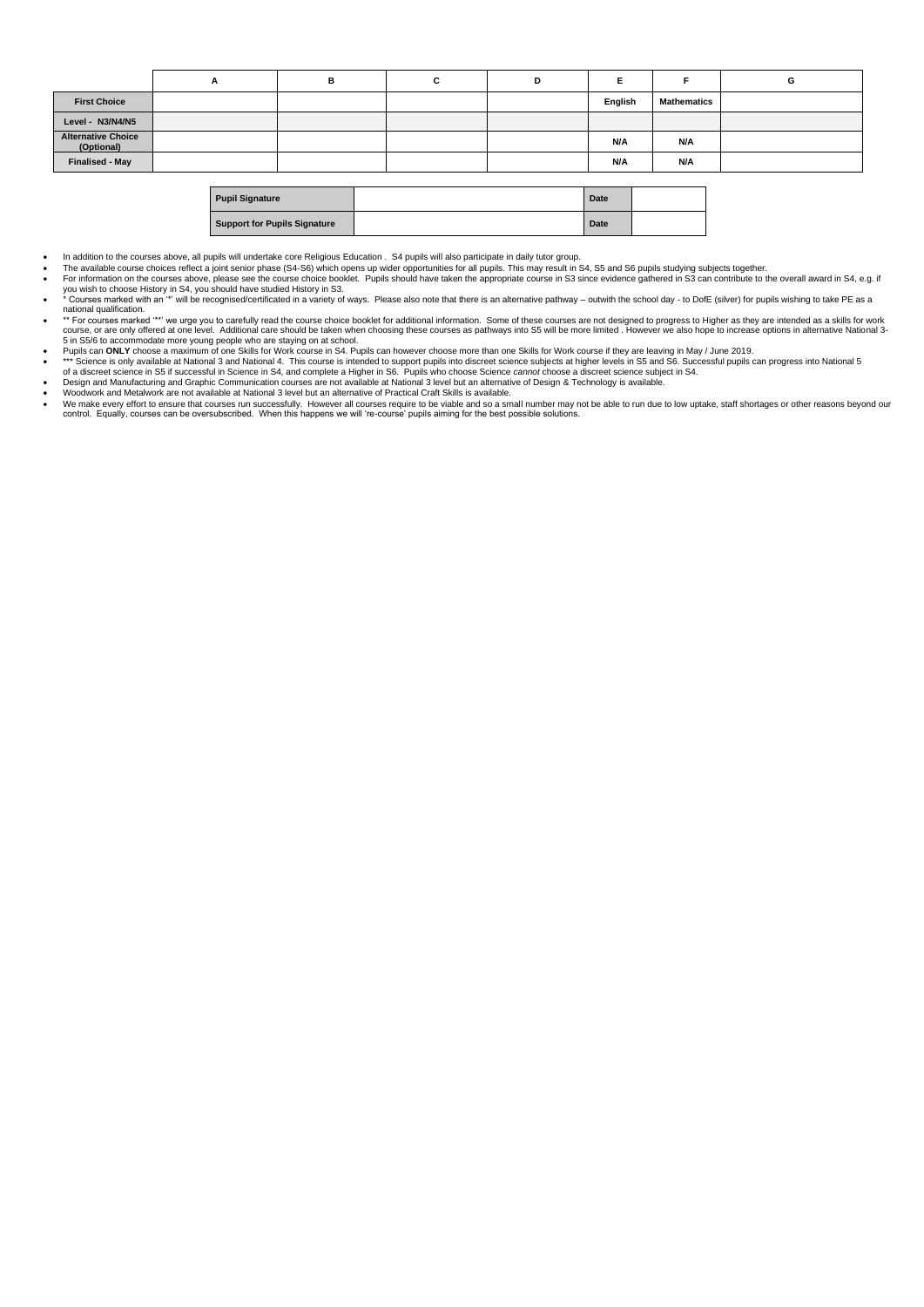| | A | B | C | D | E | F | G |
|---|---|---|---|---|---|---|---|
| **First Choice** | | | | | **English** | **Mathematics** | |
| **Level - N3/N4/N5** | | | | | | | |
| **Alternative Choice (Optional)** | | | | | **N/A** | **N/A** | |
| **Finalised - May** | | | | | **N/A** | **N/A** | |

| | | | |
|---|---|---|---|
| **Pupil Signature** | | **Date** | |
| **Support for Pupils Signature** | | **Date** | |

- In addition to the courses above, all pupils will undertake core Religious Education . S4 pupils will also participate in daily tutor group.
- The available course choices reflect a joint senior phase (S4-S6) which opens up wider opportunities for all pupils. This may result in S4, S5 and S6 pupils studying subjects together.
- For information on the courses above, please see the course choice booklet. Pupils should have taken the appropriate course in S3 since evidence gathered in S3 can contribute to the overall award in S4, e.g. if you wish to choose History in S4, you should have studied History in S3.
- * Courses marked with an '*' will be recognised/certificated in a variety of ways. Please also note that there is an alternative pathway – outwith the school day - to DofE (silver) for pupils wishing to take PE as a national qualification.
- ** For courses marked '**' we urge you to carefully read the course choice booklet for additional information. Some of these courses are not designed to progress to Higher as they are intended as a skills for work course, or are only offered at one level. Additional care should be taken when choosing these courses as pathways into S5 will be more limited . However we also hope to increase options in alternative National 3-5 in S5/6 to accommodate more young people who are staying on at school.
- Pupils can **ONLY** choose a maximum of one Skills for Work course in S4. Pupils can however choose more than one Skills for Work course if they are leaving in May / June 2019.
- *** Science is only available at National 3 and National 4. This course is intended to support pupils into discreet science subjects at higher levels in S5 and S6. Successful pupils can progress into National 5 of a discreet science in S5 if successful in Science in S4, and complete a Higher in S6. Pupils who choose Science *cannot* choose a discreet science subject in S4.
- Design and Manufacturing and Graphic Communication courses are not available at National 3 level but an alternative of Design & Technology is available.
- Woodwork and Metalwork are not available at National 3 level but an alternative of Practical Craft Skills is available.
- We make every effort to ensure that courses run successfully. However all courses require to be viable and so a small number may not be able to run due to low uptake, staff shortages or other reasons beyond our control. Equally, courses can be oversubscribed. When this happens we will 're-course' pupils aiming for the best possible solutions.